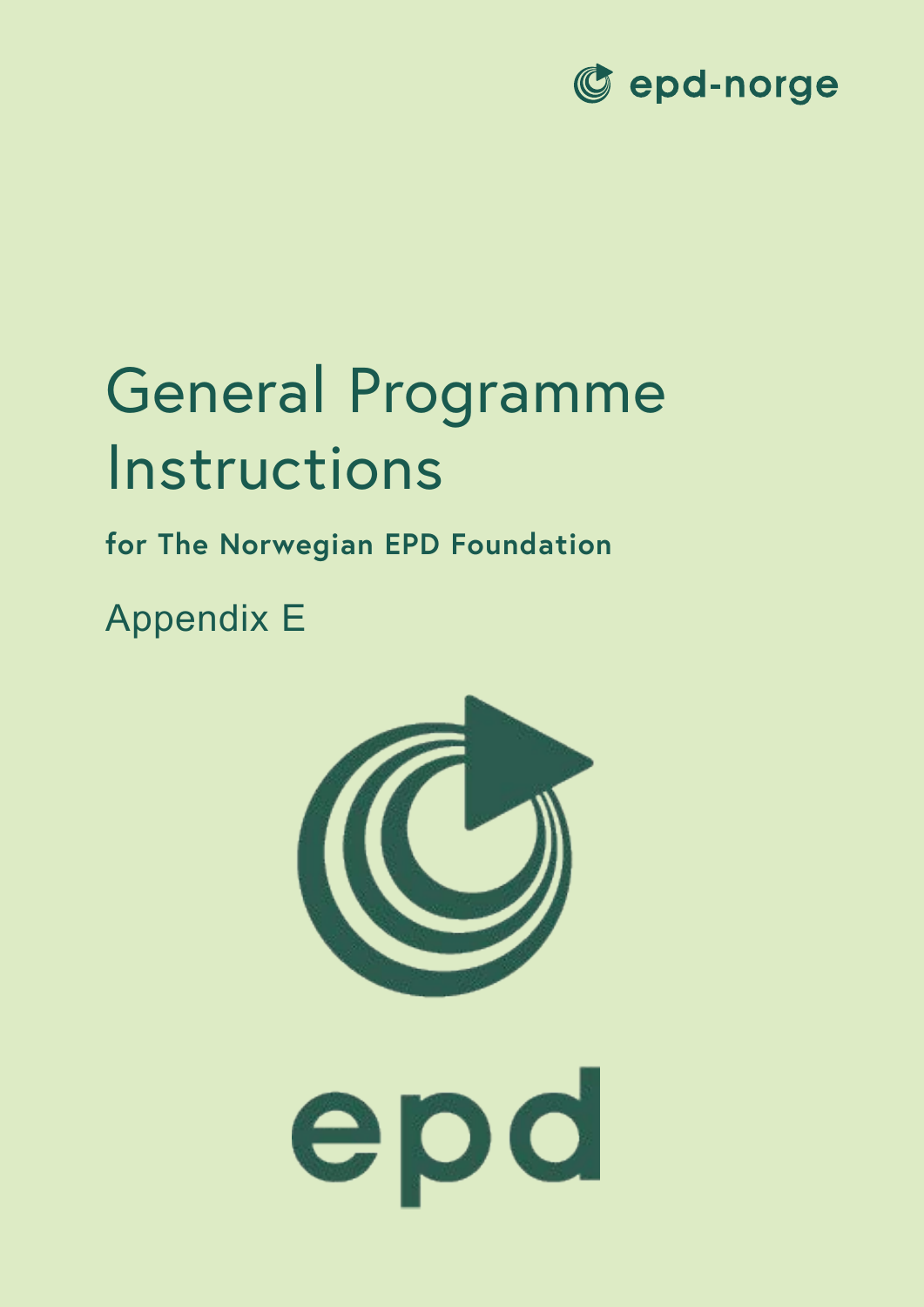epd-norge

# General Programme Instructions

**for The Norwegian EPD Foundation**

Appendix E

epd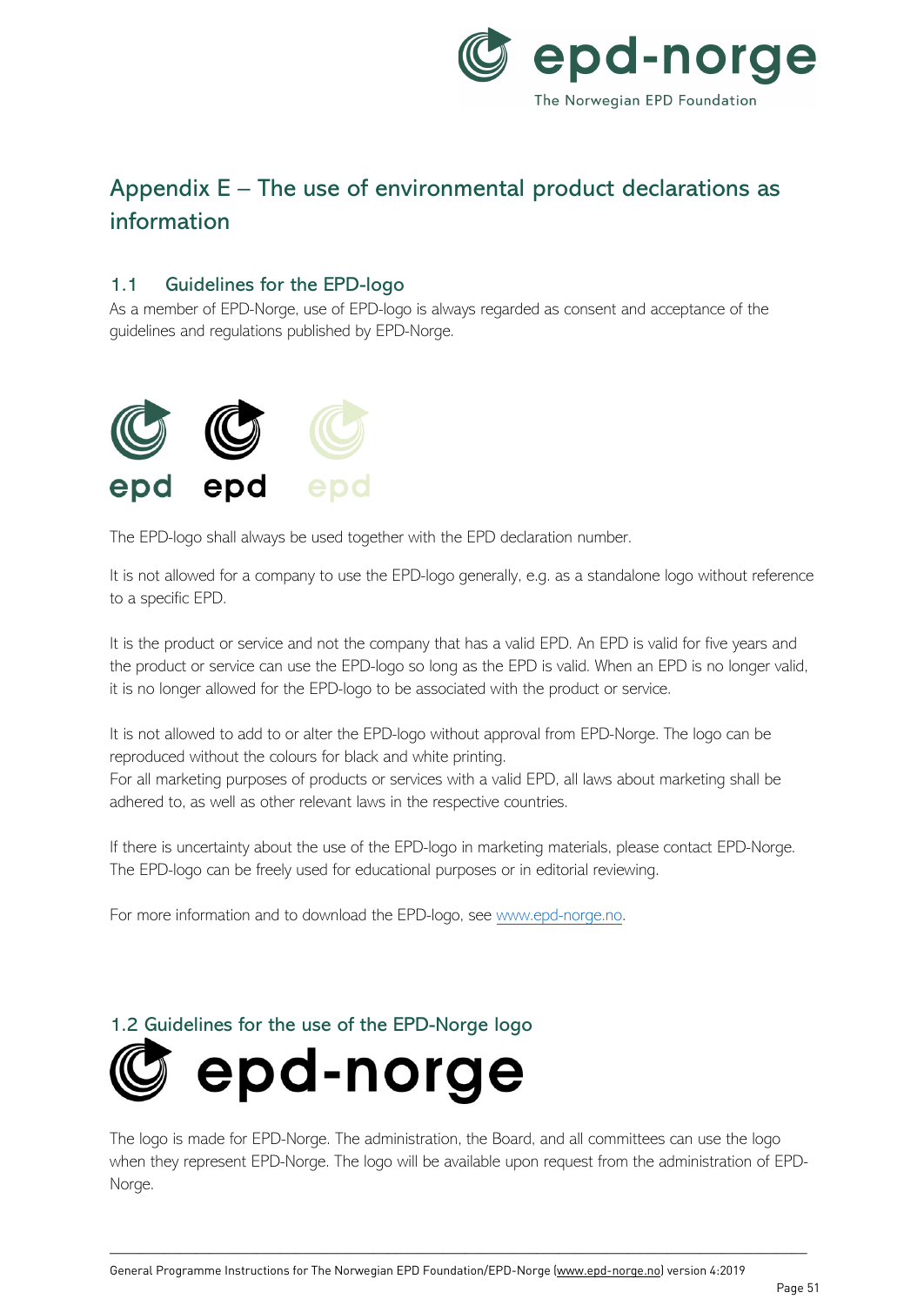# Appendix E – The use of environmental product declarations as information

## 1.1 Guidelines for the EPD-logo

As a member of EPD-Norge, use of EPD-logo is always regarded as consent and acceptance of the guidelines and regulations published by EPD-Norge.

The EPD-logo shall always be used together with the EPD declaration number.

It is not allowed for a company to use the EPD-logo generally, e.g. as a standalone logo without reference to a specific EPD.

It is the product or service and not the company that has a valid EPD. An EPD is valid for five years and the product or service can use the EPD-logo so long as the EPD is valid. When an EPD is no longer valid, it is no longer allowed for the EPD-logo to be associated with the product or service.

It is not allowed to add to or alter the EPD-logo without approval from EPD-Norge. The logo can be reproduced without the colours for black and white printing.
For all marketing purposes of products or services with a valid EPD, all laws about marketing shall be adhered to, as well as other relevant laws in the respective countries.

If there is uncertainty about the use of the EPD-logo in marketing materials, please contact EPD-Norge. The EPD-logo can be freely used for educational purposes or in editorial reviewing.

For more information and to download the EPD-logo, see www.epd-norge.no.

## 1.2 Guidelines for the use of the EPD-Norge logo

The logo is made for EPD-Norge. The administration, the Board, and all committees can use the logo when they represent EPD-Norge. The logo will be available upon request from the administration of EPD-Norge.